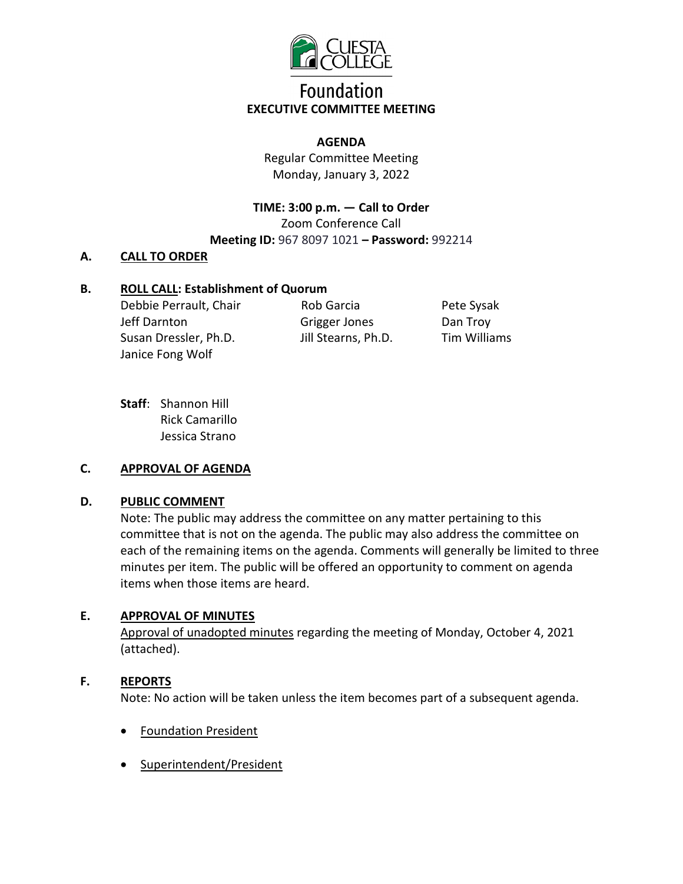# Cuesta College Foundation

## EXECUTIVE COMMITTEE MEETING

**AGENDA**

Regular Committee Meeting
Monday, January 3, 2022

**TIME: 3:00 p.m. — Call to Order**
Zoom Conference Call
**Meeting ID:** 967 8097 1021 **– Password:** 992214

**A. CALL TO ORDER**

**B. ROLL CALL: Establishment of Quorum**

Debbie Perrault, Chair
Jeff Darnton
Susan Dressler, Ph.D.
Janice Fong Wolf
Rob Garcia
Grigger Jones
Jill Stearns, Ph.D.
Pete Sysak
Dan Troy
Tim Williams

**Staff**: Shannon Hill
Rick Camarillo
Jessica Strano

**C. APPROVAL OF AGENDA**

**D. PUBLIC COMMENT**

Note: The public may address the committee on any matter pertaining to this committee that is not on the agenda. The public may also address the committee on each of the remaining items on the agenda. Comments will generally be limited to three minutes per item. The public will be offered an opportunity to comment on agenda items when those items are heard.

**E. APPROVAL OF MINUTES**

Approval of unadopted minutes regarding the meeting of Monday, October 4, 2021 (attached).

**F. REPORTS**

Note: No action will be taken unless the item becomes part of a subsequent agenda.

- Foundation President
- Superintendent/President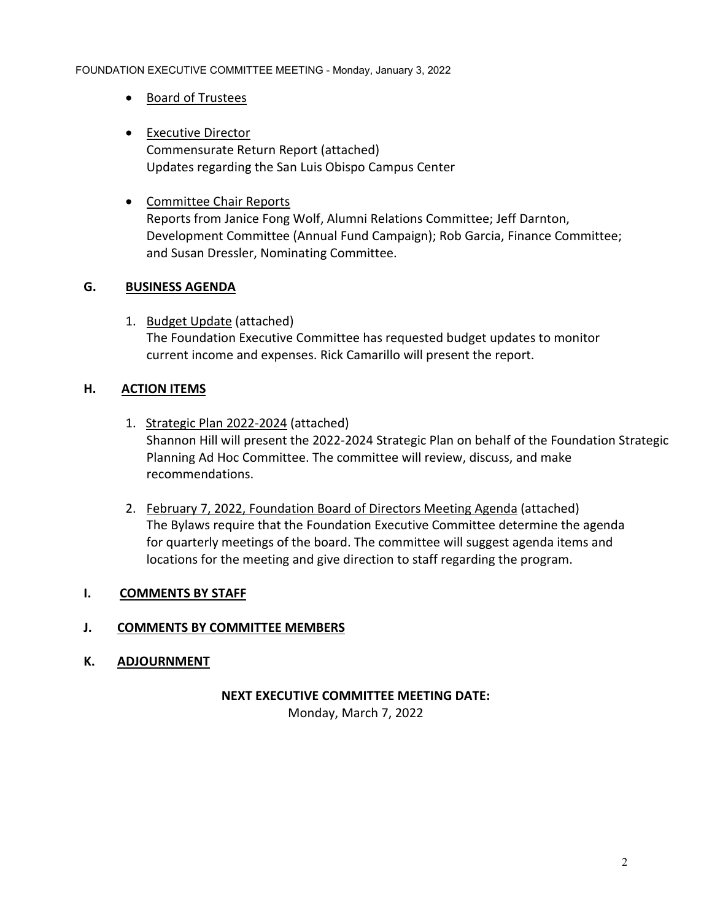- Board of Trustees
- Executive Director
  Commensurate Return Report (attached)
  Updates regarding the San Luis Obispo Campus Center
- Committee Chair Reports
  Reports from Janice Fong Wolf, Alumni Relations Committee; Jeff Darnton, Development Committee (Annual Fund Campaign); Rob Garcia, Finance Committee; and Susan Dressler, Nominating Committee.

## G. BUSINESS AGENDA

1. Budget Update (attached)
   The Foundation Executive Committee has requested budget updates to monitor current income and expenses. Rick Camarillo will present the report.

## H. ACTION ITEMS

1. Strategic Plan 2022-2024 (attached)
   Shannon Hill will present the 2022-2024 Strategic Plan on behalf of the Foundation Strategic Planning Ad Hoc Committee. The committee will review, discuss, and make recommendations.
2. February 7, 2022, Foundation Board of Directors Meeting Agenda (attached)
   The Bylaws require that the Foundation Executive Committee determine the agenda for quarterly meetings of the board. The committee will suggest agenda items and locations for the meeting and give direction to staff regarding the program.

## I. COMMENTS BY STAFF

## J. COMMENTS BY COMMITTEE MEMBERS

## K. ADJOURNMENT

**NEXT EXECUTIVE COMMITTEE MEETING DATE:**
Monday, March 7, 2022